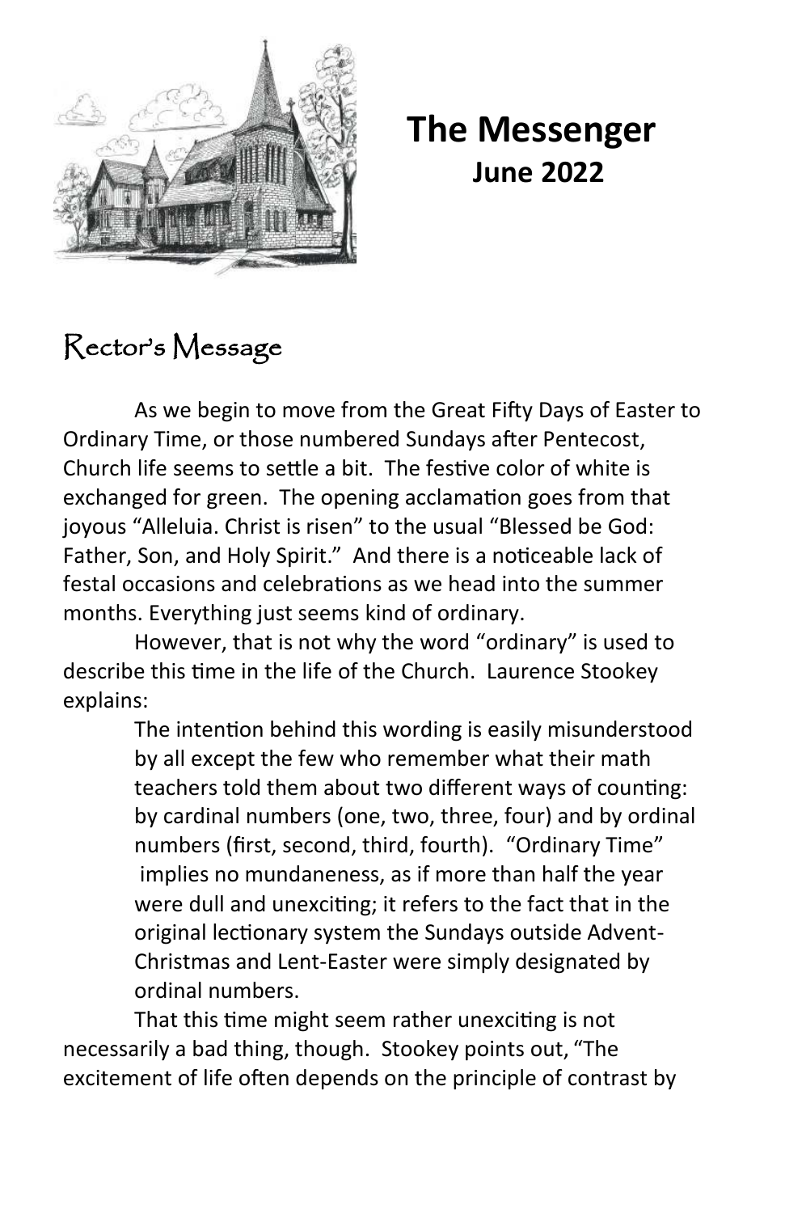# The Messenger

## June 2022

## Rector's Message

As we begin to move from the Great Fifty Days of Easter to Ordinary Time, or those numbered Sundays after Pentecost, Church life seems to settle a bit. The festive color of white is exchanged for green. The opening acclamation goes from that joyous "Alleluia. Christ is risen" to the usual "Blessed be God: Father, Son, and Holy Spirit." And there is a noticeable lack of festal occasions and celebrations as we head into the summer months. Everything just seems kind of ordinary.

However, that is not why the word "ordinary" is used to describe this time in the life of the Church. Laurence Stookey explains:

> The intention behind this wording is easily misunderstood by all except the few who remember what their math teachers told them about two different ways of counting: by cardinal numbers (one, two, three, four) and by ordinal numbers (first, second, third, fourth). "Ordinary Time" implies no mundaneness, as if more than half the year were dull and unexciting; it refers to the fact that in the original lectionary system the Sundays outside Advent-Christmas and Lent-Easter were simply designated by ordinal numbers.

That this time might seem rather unexciting is not necessarily a bad thing, though. Stookey points out, "The excitement of life often depends on the principle of contrast by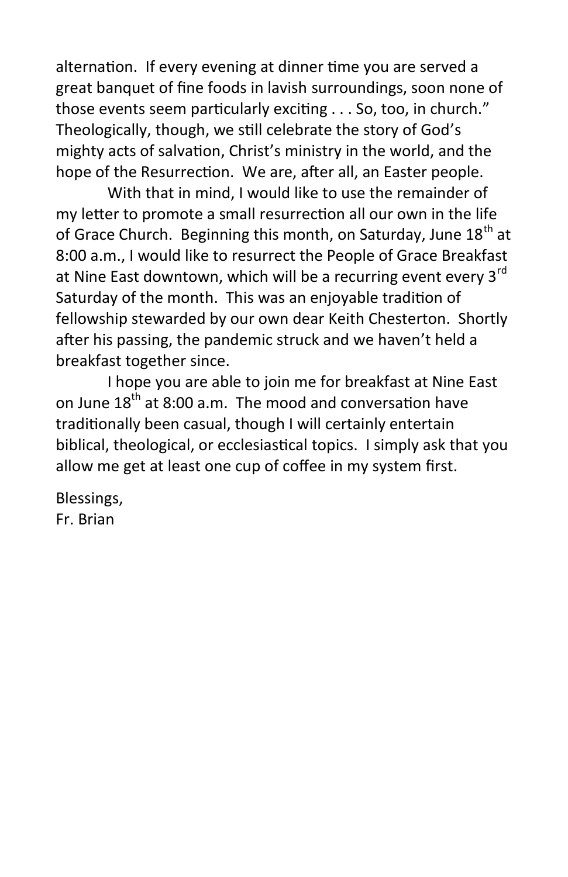alternation. If every evening at dinner time you are served a great banquet of fine foods in lavish surroundings, soon none of those events seem particularly exciting . . . So, too, in church." Theologically, though, we still celebrate the story of God's mighty acts of salvation, Christ's ministry in the world, and the hope of the Resurrection. We are, after all, an Easter people.

With that in mind, I would like to use the remainder of my letter to promote a small resurrection all our own in the life of Grace Church. Beginning this month, on Saturday, June 18th at 8:00 a.m., I would like to resurrect the People of Grace Breakfast at Nine East downtown, which will be a recurring event every 3rd Saturday of the month. This was an enjoyable tradition of fellowship stewarded by our own dear Keith Chesterton. Shortly after his passing, the pandemic struck and we haven't held a breakfast together since.

I hope you are able to join me for breakfast at Nine East on June 18th at 8:00 a.m. The mood and conversation have traditionally been casual, though I will certainly entertain biblical, theological, or ecclesiastical topics. I simply ask that you allow me get at least one cup of coffee in my system first.

Blessings,
Fr. Brian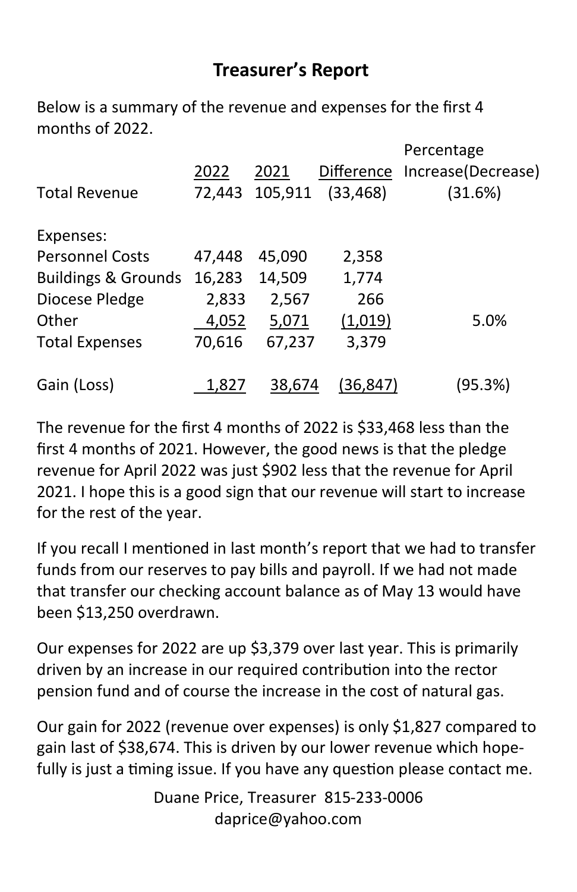## Treasurer's Report

Below is a summary of the revenue and expenses for the first 4 months of 2022.

| | 2022 | 2021 | Difference | Percentage Increase(Decrease) |
|---|---|---|---|---|
| Total Revenue | 72,443 | 105,911 | (33,468) | (31.6%) |
| | | | | |
| Expenses: | | | | |
| Personnel Costs | 47,448 | 45,090 | 2,358 | |
| Buildings & Grounds | 16,283 | 14,509 | 1,774 | |
| Diocese Pledge | 2,833 | 2,567 | 266 | |
| Other | 4,052 | 5,071 | (1,019) | 5.0% |
| Total Expenses | 70,616 | 67,237 | 3,379 | |
| | | | | |
| Gain (Loss) | 1,827 | 38,674 | (36,847) | (95.3%) |

The revenue for the first 4 months of 2022 is $33,468 less than the first 4 months of 2021. However, the good news is that the pledge revenue for April 2022 was just $902 less that the revenue for April 2021. I hope this is a good sign that our revenue will start to increase for the rest of the year.

If you recall I mentioned in last month's report that we had to transfer funds from our reserves to pay bills and payroll. If we had not made that transfer our checking account balance as of May 13 would have been $13,250 overdrawn.

Our expenses for 2022 are up $3,379 over last year. This is primarily driven by an increase in our required contribution into the rector pension fund and of course the increase in the cost of natural gas.

Our gain for 2022 (revenue over expenses) is only $1,827 compared to gain last of $38,674. This is driven by our lower revenue which hopefully is just a timing issue. If you have any question please contact me.

Duane Price, Treasurer 815-233-0006
daprice@yahoo.com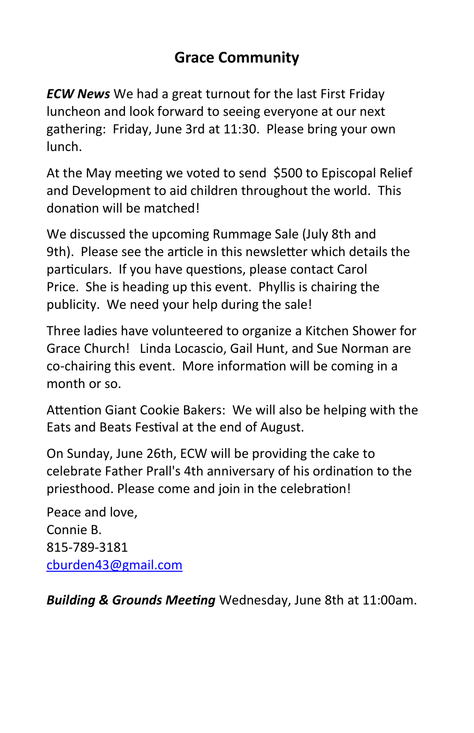## Grace Community

***ECW News*** We had a great turnout for the last First Friday luncheon and look forward to seeing everyone at our next gathering: Friday, June 3rd at 11:30. Please bring your own lunch.

At the May meeting we voted to send $500 to Episcopal Relief and Development to aid children throughout the world. This donation will be matched!

We discussed the upcoming Rummage Sale (July 8th and 9th). Please see the article in this newsletter which details the particulars. If you have questions, please contact Carol Price. She is heading up this event. Phyllis is chairing the publicity. We need your help during the sale!

Three ladies have volunteered to organize a Kitchen Shower for Grace Church! Linda Locascio, Gail Hunt, and Sue Norman are co-chairing this event. More information will be coming in a month or so.

Attention Giant Cookie Bakers: We will also be helping with the Eats and Beats Festival at the end of August.

On Sunday, June 26th, ECW will be providing the cake to celebrate Father Prall's 4th anniversary of his ordination to the priesthood. Please come and join in the celebration!

Peace and love,
Connie B.
815-789-3181
cburden43@gmail.com

***Building & Grounds Meeting*** Wednesday, June 8th at 11:00am.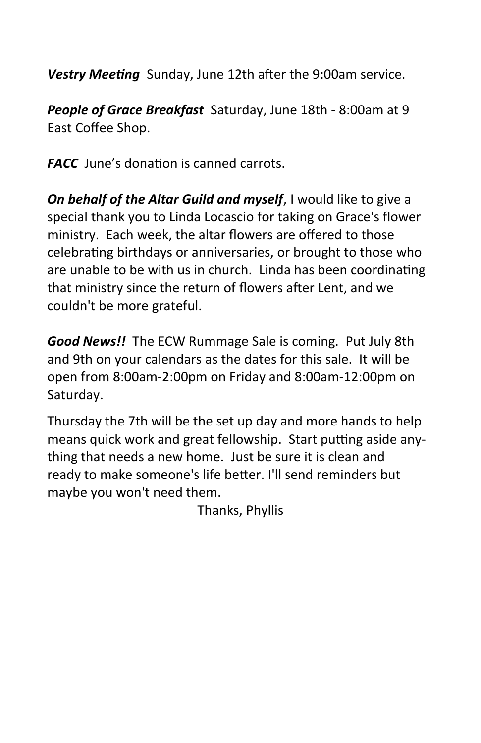***Vestry Meeting*** Sunday, June 12th after the 9:00am service.

***People of Grace Breakfast*** Saturday, June 18th - 8:00am at 9 East Coffee Shop.

***FACC*** June's donation is canned carrots.

***On behalf of the Altar Guild and myself***, I would like to give a special thank you to Linda Locascio for taking on Grace's flower ministry. Each week, the altar flowers are offered to those celebrating birthdays or anniversaries, or brought to those who are unable to be with us in church. Linda has been coordinating that ministry since the return of flowers after Lent, and we couldn't be more grateful.

***Good News!!*** The ECW Rummage Sale is coming. Put July 8th and 9th on your calendars as the dates for this sale. It will be open from 8:00am-2:00pm on Friday and 8:00am-12:00pm on Saturday.

Thursday the 7th will be the set up day and more hands to help means quick work and great fellowship. Start putting aside anything that needs a new home. Just be sure it is clean and ready to make someone's life better. I'll send reminders but maybe you won't need them.

Thanks, Phyllis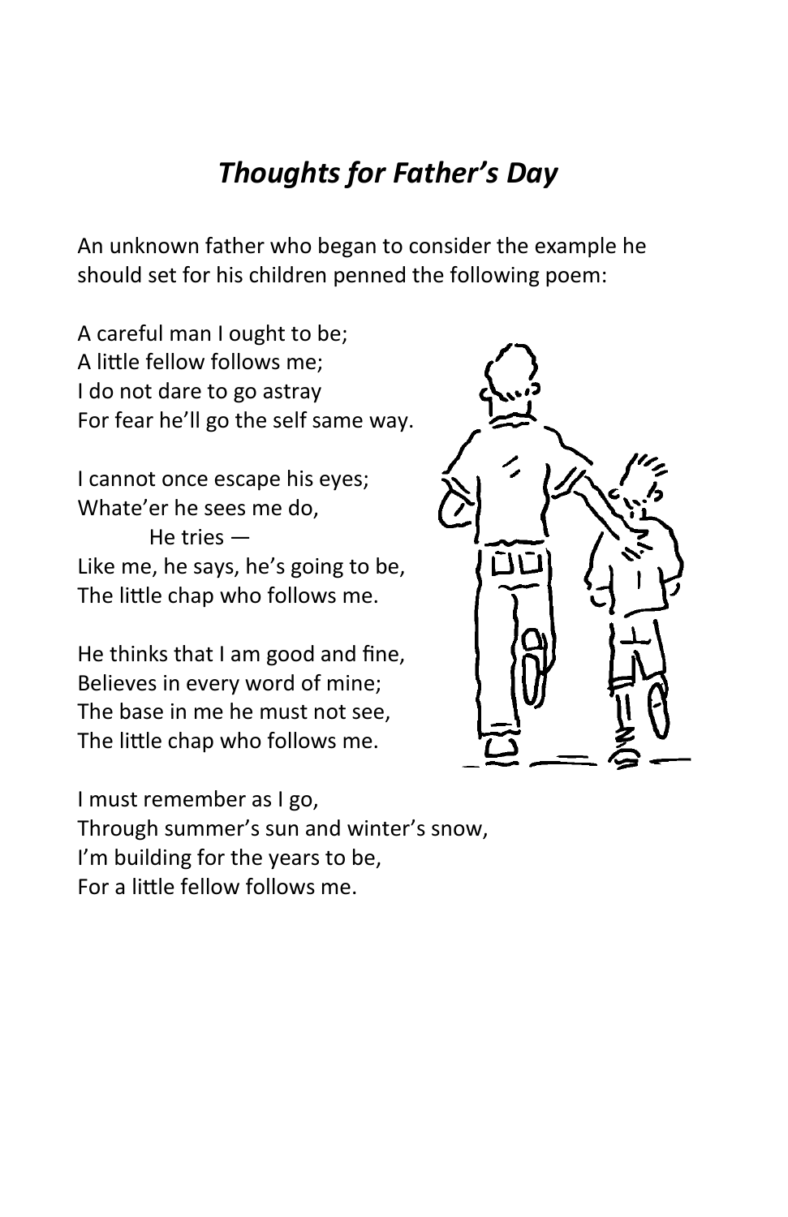# *Thoughts for Father's Day*

An unknown father who began to consider the example he should set for his children penned the following poem:

A careful man I ought to be;
A little fellow follows me;
I do not dare to go astray
For fear he'll go the self same way.

I cannot once escape his eyes;
Whate'er he sees me do,
He tries —
Like me, he says, he's going to be,
The little chap who follows me.

He thinks that I am good and fine,
Believes in every word of mine;
The base in me he must not see,
The little chap who follows me.

I must remember as I go,
Through summer's sun and winter's snow,
I'm building for the years to be,
For a little fellow follows me.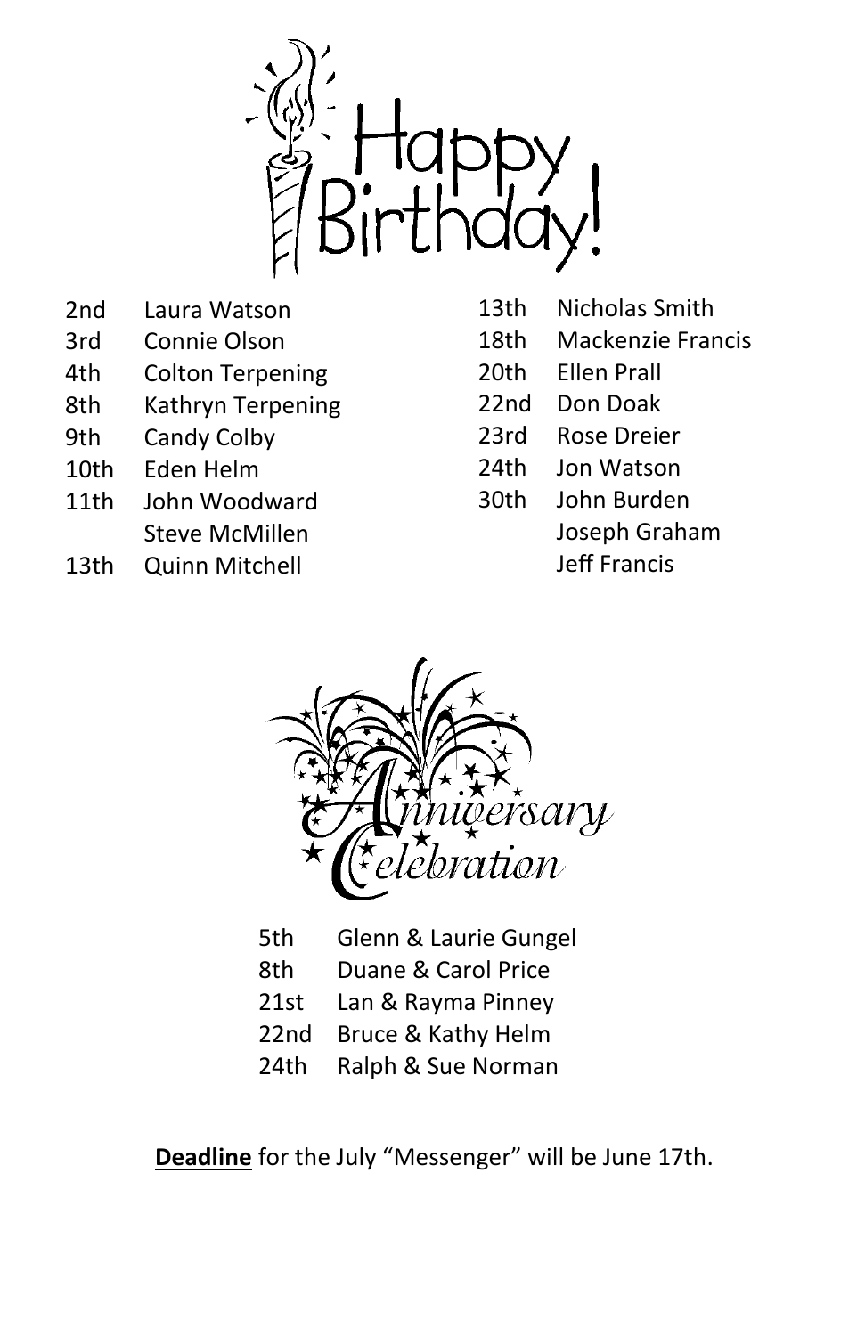# Happy Birthday!

| | |
|---|---|
| 2nd | Laura Watson |
| 3rd | Connie Olson |
| 4th | Colton Terpening |
| 8th | Kathryn Terpening |
| 9th | Candy Colby |
| 10th | Eden Helm |
| 11th | John Woodward |
| | Steve McMillen |
| 13th | Quinn Mitchell |
| 13th | Nicholas Smith |
| 18th | Mackenzie Francis |
| 20th | Ellen Prall |
| 22nd | Don Doak |
| 23rd | Rose Dreier |
| 24th | Jon Watson |
| 30th | John Burden |
| | Joseph Graham |
| | Jeff Francis |

# Anniversary Celebration

| | |
|---|---|
| 5th | Glenn & Laurie Gungel |
| 8th | Duane & Carol Price |
| 21st | Lan & Rayma Pinney |
| 22nd | Bruce & Kathy Helm |
| 24th | Ralph & Sue Norman |

**Deadline** for the July "Messenger" will be June 17th.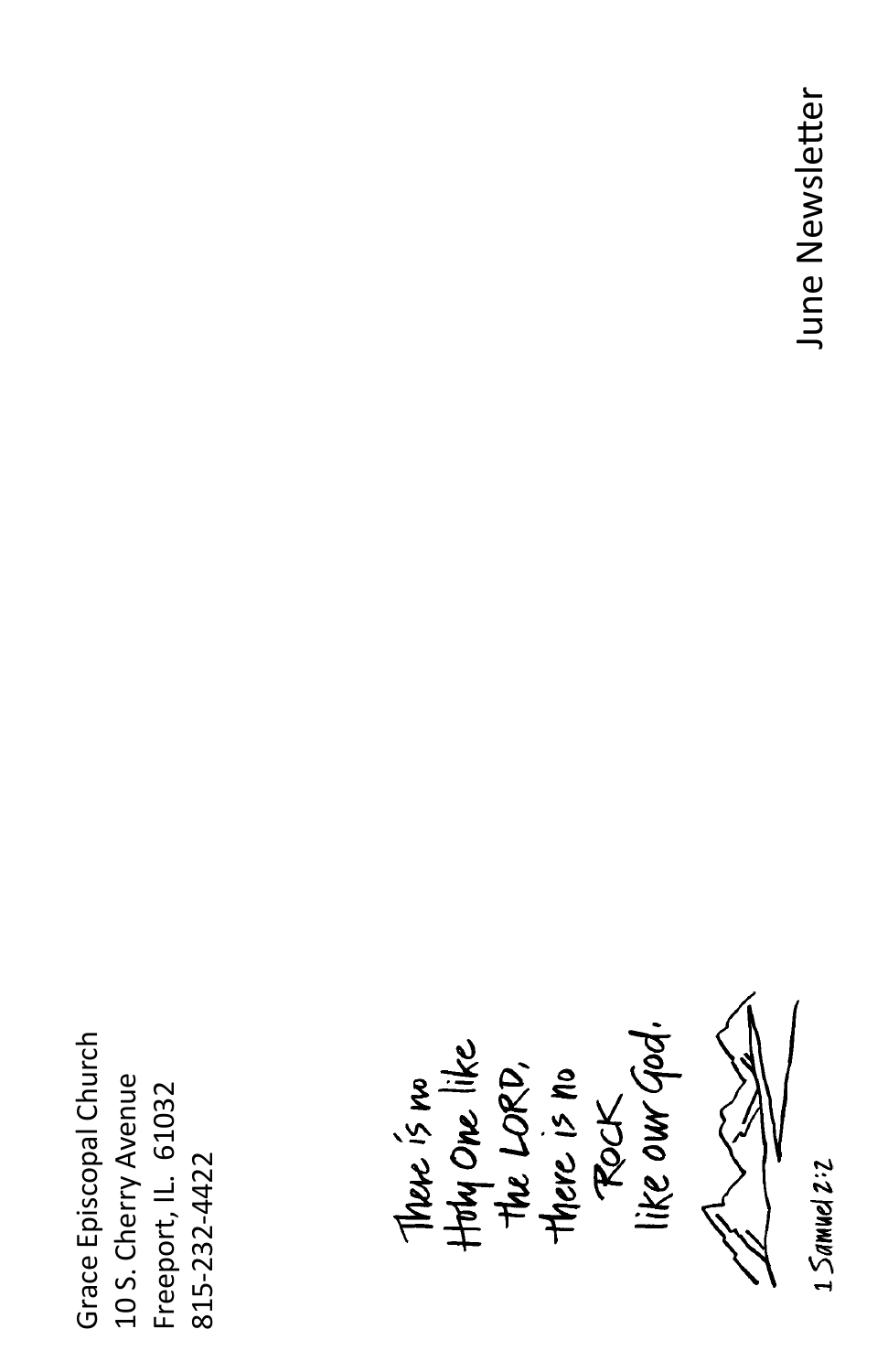Grace Episcopal Church
10 S. Cherry Avenue
Freeport, IL. 61032
815-232-4422

There is no
Holy One like
the LORD,
there is no
ROCK
like our God.

1 Samuel 2:2

June Newsletter